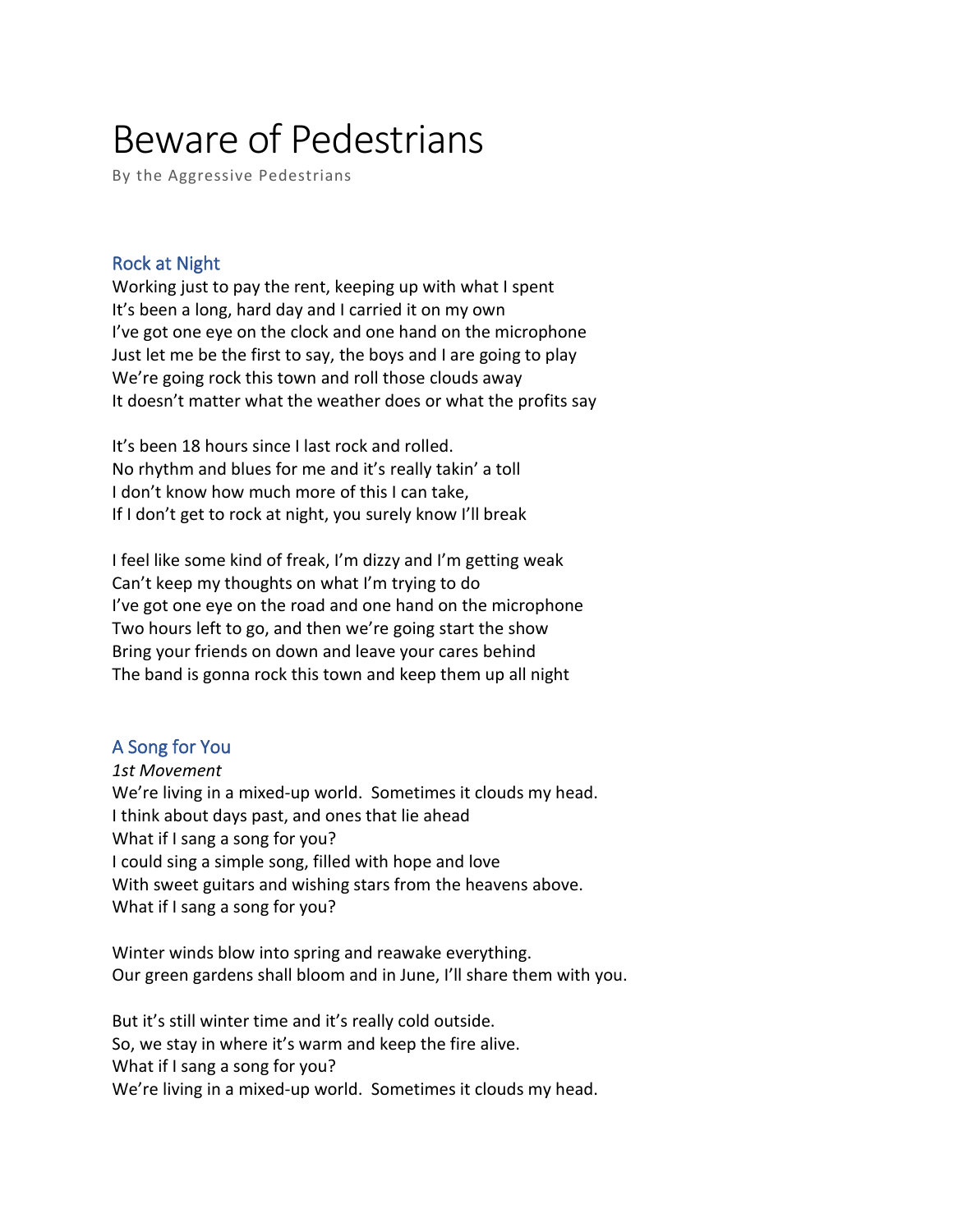# Beware of Pedestrians

By the Aggressive Pedestrians

## Rock at Night

Working just to pay the rent, keeping up with what I spent
It's been a long, hard day and I carried it on my own
I've got one eye on the clock and one hand on the microphone
Just let me be the first to say, the boys and I are going to play
We're going rock this town and roll those clouds away
It doesn't matter what the weather does or what the profits say

It's been 18 hours since I last rock and rolled.
No rhythm and blues for me and it's really takin' a toll
I don't know how much more of this I can take,
If I don't get to rock at night, you surely know I'll break

I feel like some kind of freak, I'm dizzy and I'm getting weak
Can't keep my thoughts on what I'm trying to do
I've got one eye on the road and one hand on the microphone
Two hours left to go, and then we're going start the show
Bring your friends on down and leave your cares behind
The band is gonna rock this town and keep them up all night

## A Song for You

*1st Movement*
We're living in a mixed-up world.  Sometimes it clouds my head.
I think about days past, and ones that lie ahead
What if I sang a song for you?
I could sing a simple song, filled with hope and love
With sweet guitars and wishing stars from the heavens above.
What if I sang a song for you?

Winter winds blow into spring and reawake everything.
Our green gardens shall bloom and in June, I'll share them with you.

But it's still winter time and it's really cold outside.
So, we stay in where it's warm and keep the fire alive.
What if I sang a song for you?
We're living in a mixed-up world.  Sometimes it clouds my head.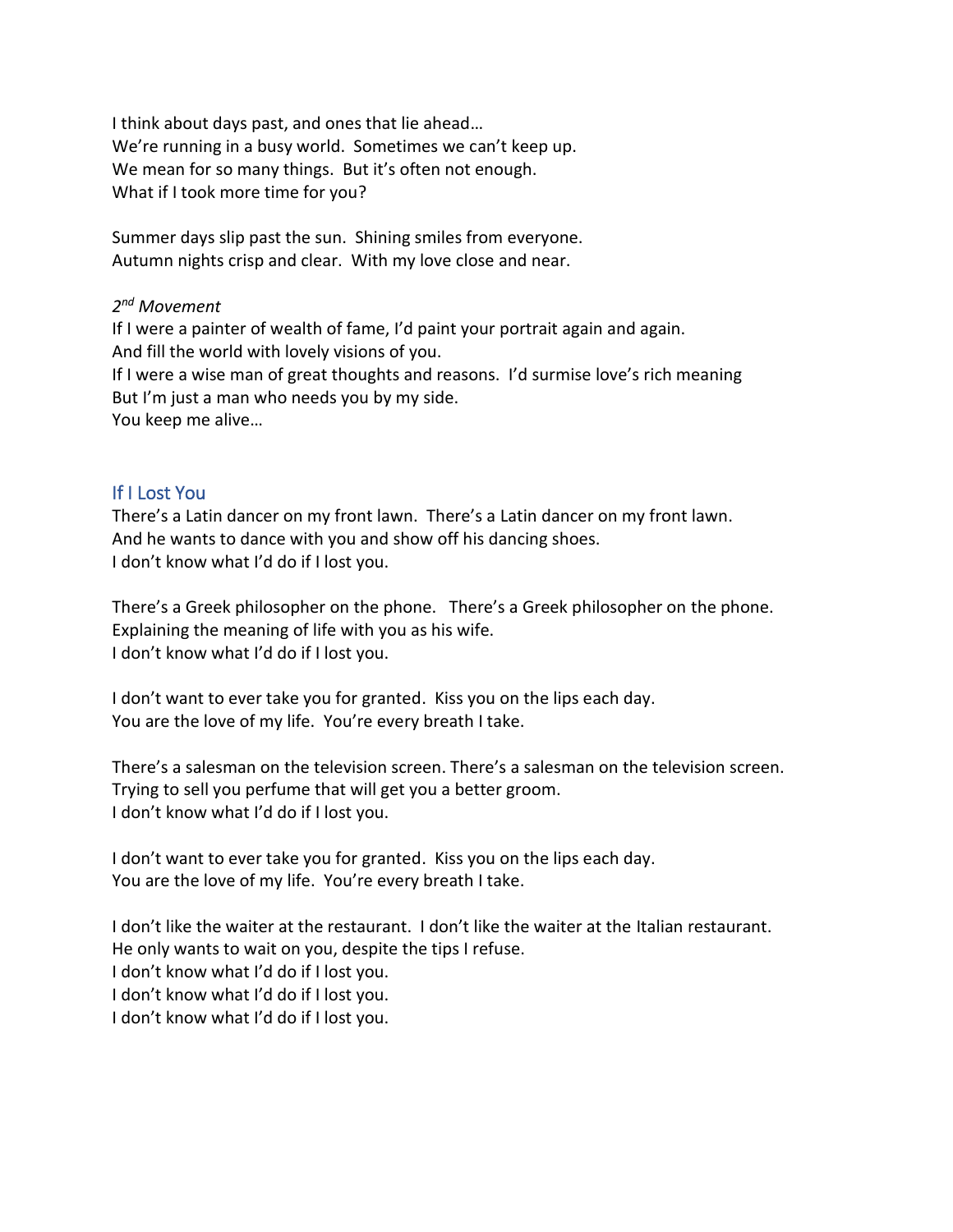I think about days past, and ones that lie ahead…
We're running in a busy world. Sometimes we can't keep up.
We mean for so many things. But it's often not enough.
What if I took more time for you?

Summer days slip past the sun. Shining smiles from everyone.
Autumn nights crisp and clear. With my love close and near.

*2nd Movement*
If I were a painter of wealth of fame, I'd paint your portrait again and again.
And fill the world with lovely visions of you.
If I were a wise man of great thoughts and reasons. I'd surmise love's rich meaning
But I'm just a man who needs you by my side.
You keep me alive…

## If I Lost You

There's a Latin dancer on my front lawn. There's a Latin dancer on my front lawn.
And he wants to dance with you and show off his dancing shoes.
I don't know what I'd do if I lost you.

There's a Greek philosopher on the phone. There's a Greek philosopher on the phone.
Explaining the meaning of life with you as his wife.
I don't know what I'd do if I lost you.

I don't want to ever take you for granted. Kiss you on the lips each day.
You are the love of my life. You're every breath I take.

There's a salesman on the television screen. There's a salesman on the television screen.
Trying to sell you perfume that will get you a better groom.
I don't know what I'd do if I lost you.

I don't want to ever take you for granted. Kiss you on the lips each day.
You are the love of my life. You're every breath I take.

I don't like the waiter at the restaurant. I don't like the waiter at the Italian restaurant.
He only wants to wait on you, despite the tips I refuse.
I don't know what I'd do if I lost you.
I don't know what I'd do if I lost you.
I don't know what I'd do if I lost you.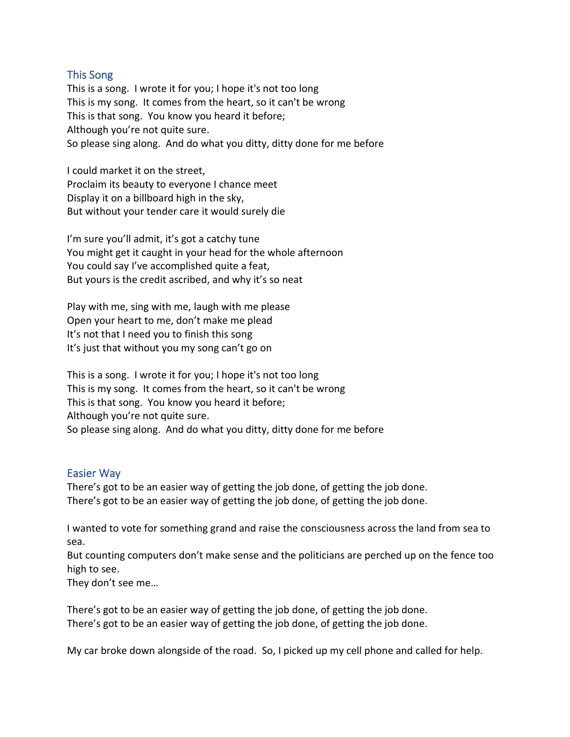## This Song

This is a song.  I wrote it for you; I hope it's not too long
This is my song.  It comes from the heart, so it can't be wrong
This is that song.  You know you heard it before;
Although you're not quite sure.
So please sing along.  And do what you ditty, ditty done for me before

I could market it on the street,
Proclaim its beauty to everyone I chance meet
Display it on a billboard high in the sky,
But without your tender care it would surely die

I'm sure you'll admit, it's got a catchy tune
You might get it caught in your head for the whole afternoon
You could say I've accomplished quite a feat,
But yours is the credit ascribed, and why it's so neat

Play with me, sing with me, laugh with me please
Open your heart to me, don't make me plead
It's not that I need you to finish this song
It's just that without you my song can't go on

This is a song.  I wrote it for you; I hope it's not too long
This is my song.  It comes from the heart, so it can't be wrong
This is that song.  You know you heard it before;
Although you're not quite sure.
So please sing along.  And do what you ditty, ditty done for me before

## Easier Way

There's got to be an easier way of getting the job done, of getting the job done.
There's got to be an easier way of getting the job done, of getting the job done.

I wanted to vote for something grand and raise the consciousness across the land from sea to sea.
But counting computers don't make sense and the politicians are perched up on the fence too high to see.
They don't see me…

There's got to be an easier way of getting the job done, of getting the job done.
There's got to be an easier way of getting the job done, of getting the job done.

My car broke down alongside of the road.  So, I picked up my cell phone and called for help.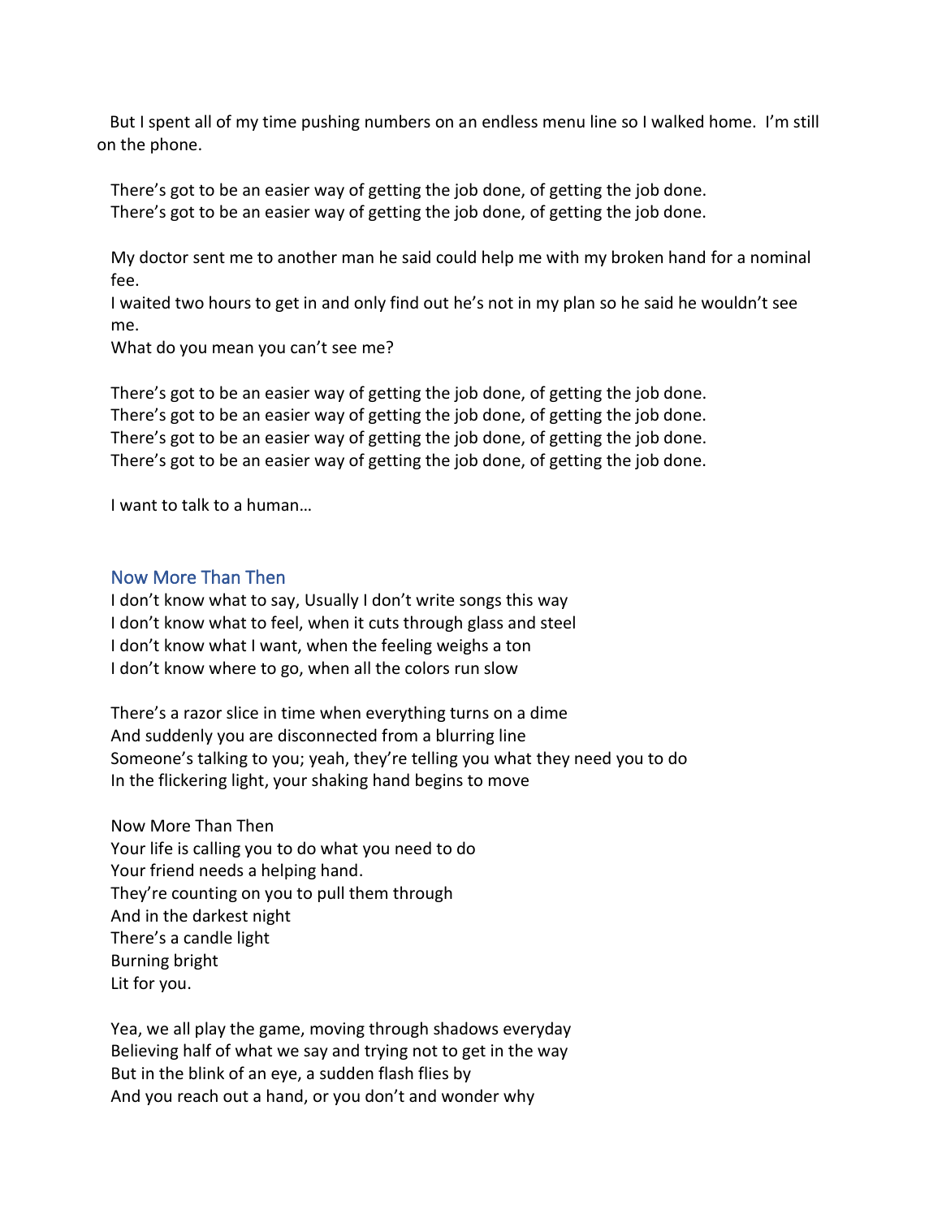But I spent all of my time pushing numbers on an endless menu line so I walked home. I'm still on the phone.

There's got to be an easier way of getting the job done, of getting the job done.
There's got to be an easier way of getting the job done, of getting the job done.

My doctor sent me to another man he said could help me with my broken hand for a nominal fee.
I waited two hours to get in and only find out he's not in my plan so he said he wouldn't see me.
What do you mean you can't see me?

There's got to be an easier way of getting the job done, of getting the job done.
There's got to be an easier way of getting the job done, of getting the job done.
There's got to be an easier way of getting the job done, of getting the job done.
There's got to be an easier way of getting the job done, of getting the job done.

I want to talk to a human…

## Now More Than Then

I don't know what to say, Usually I don't write songs this way
I don't know what to feel, when it cuts through glass and steel
I don't know what I want, when the feeling weighs a ton
I don't know where to go, when all the colors run slow

There's a razor slice in time when everything turns on a dime
And suddenly you are disconnected from a blurring line
Someone's talking to you; yeah, they're telling you what they need you to do
In the flickering light, your shaking hand begins to move

Now More Than Then
Your life is calling you to do what you need to do
Your friend needs a helping hand.
They're counting on you to pull them through
And in the darkest night
There's a candle light
Burning bright
Lit for you.

Yea, we all play the game, moving through shadows everyday
Believing half of what we say and trying not to get in the way
But in the blink of an eye, a sudden flash flies by
And you reach out a hand, or you don't and wonder why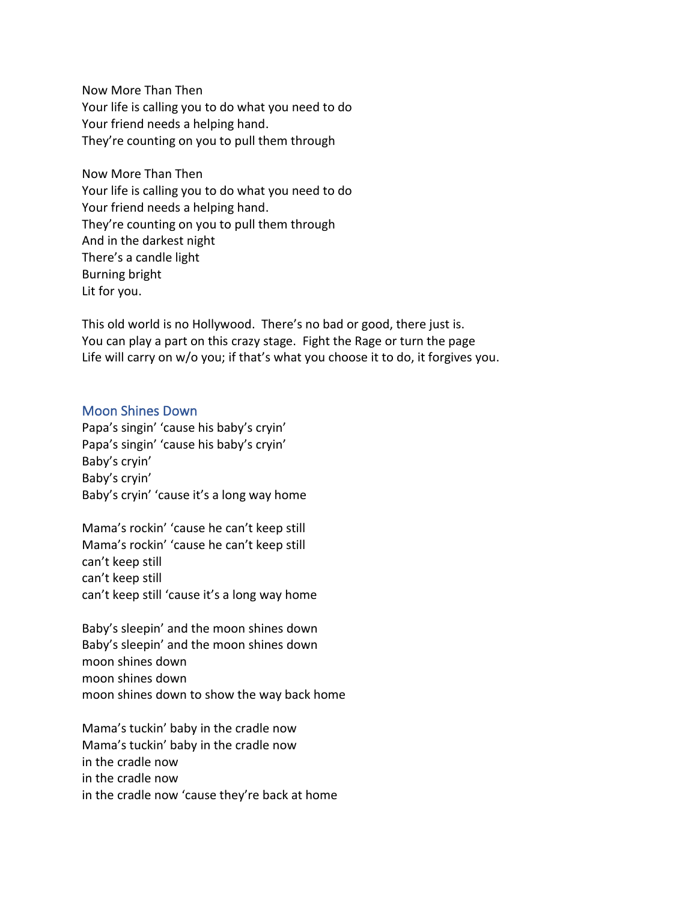Now More Than Then
Your life is calling you to do what you need to do
Your friend needs a helping hand.
They're counting on you to pull them through

Now More Than Then
Your life is calling you to do what you need to do
Your friend needs a helping hand.
They're counting on you to pull them through
And in the darkest night
There's a candle light
Burning bright
Lit for you.

This old world is no Hollywood. There's no bad or good, there just is.
You can play a part on this crazy stage. Fight the Rage or turn the page
Life will carry on w/o you; if that's what you choose it to do, it forgives you.

## Moon Shines Down

Papa's singin' 'cause his baby's cryin'
Papa's singin' 'cause his baby's cryin'
Baby's cryin'
Baby's cryin'
Baby's cryin' 'cause it's a long way home

Mama's rockin' 'cause he can't keep still
Mama's rockin' 'cause he can't keep still
can't keep still
can't keep still
can't keep still 'cause it's a long way home

Baby's sleepin' and the moon shines down
Baby's sleepin' and the moon shines down
moon shines down
moon shines down
moon shines down to show the way back home

Mama's tuckin' baby in the cradle now
Mama's tuckin' baby in the cradle now
in the cradle now
in the cradle now
in the cradle now 'cause they're back at home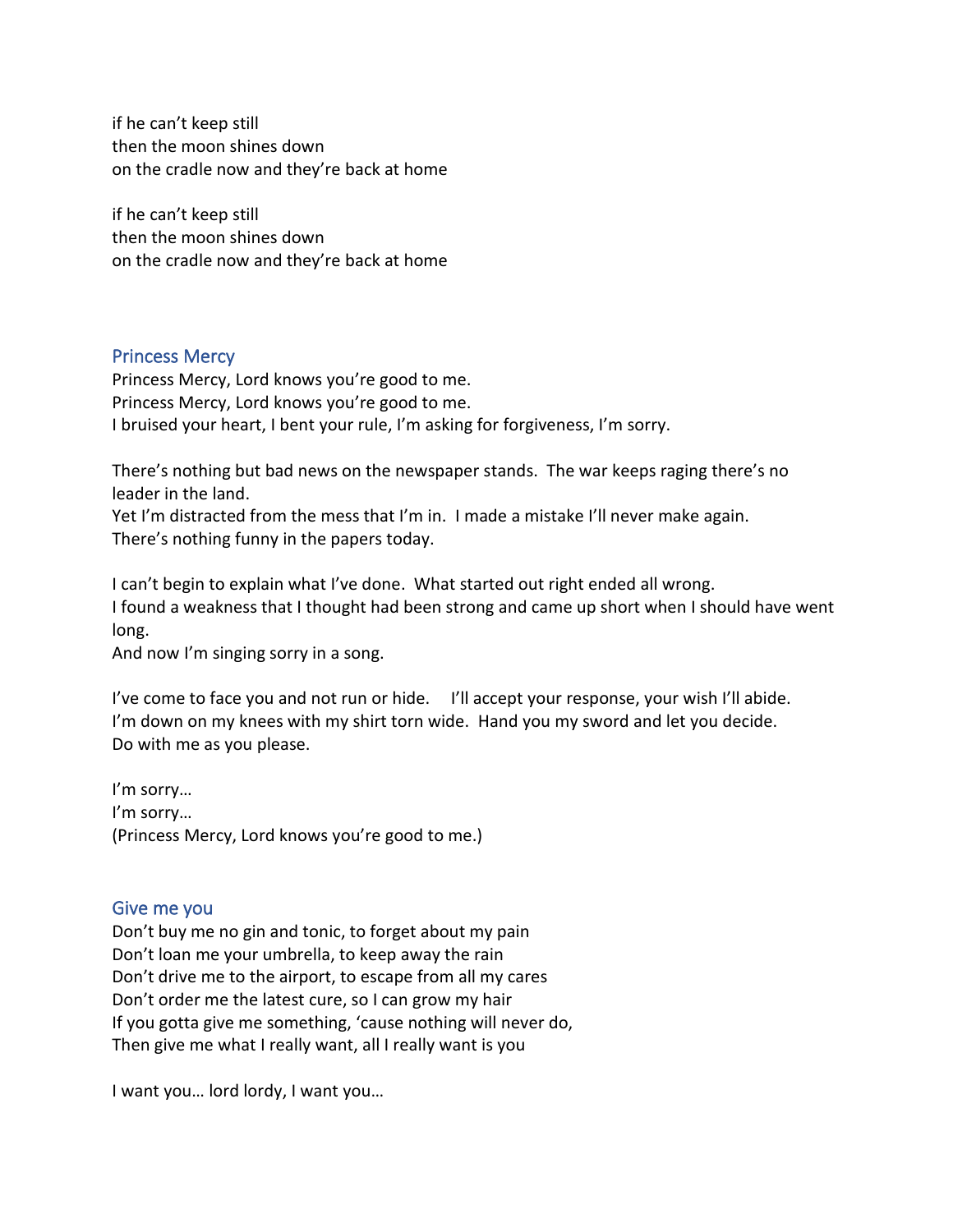if he can't keep still
then the moon shines down
on the cradle now and they're back at home

if he can't keep still
then the moon shines down
on the cradle now and they're back at home

## Princess Mercy

Princess Mercy, Lord knows you're good to me.
Princess Mercy, Lord knows you're good to me.
I bruised your heart, I bent your rule, I'm asking for forgiveness, I'm sorry.

There's nothing but bad news on the newspaper stands. The war keeps raging there's no leader in the land.
Yet I'm distracted from the mess that I'm in. I made a mistake I'll never make again.
There's nothing funny in the papers today.

I can't begin to explain what I've done. What started out right ended all wrong.
I found a weakness that I thought had been strong and came up short when I should have went long.
And now I'm singing sorry in a song.

I've come to face you and not run or hide. I'll accept your response, your wish I'll abide.
I'm down on my knees with my shirt torn wide. Hand you my sword and let you decide.
Do with me as you please.

I'm sorry…
I'm sorry…
(Princess Mercy, Lord knows you're good to me.)

## Give me you

Don't buy me no gin and tonic, to forget about my pain
Don't loan me your umbrella, to keep away the rain
Don't drive me to the airport, to escape from all my cares
Don't order me the latest cure, so I can grow my hair
If you gotta give me something, 'cause nothing will never do,
Then give me what I really want, all I really want is you

I want you… lord lordy, I want you…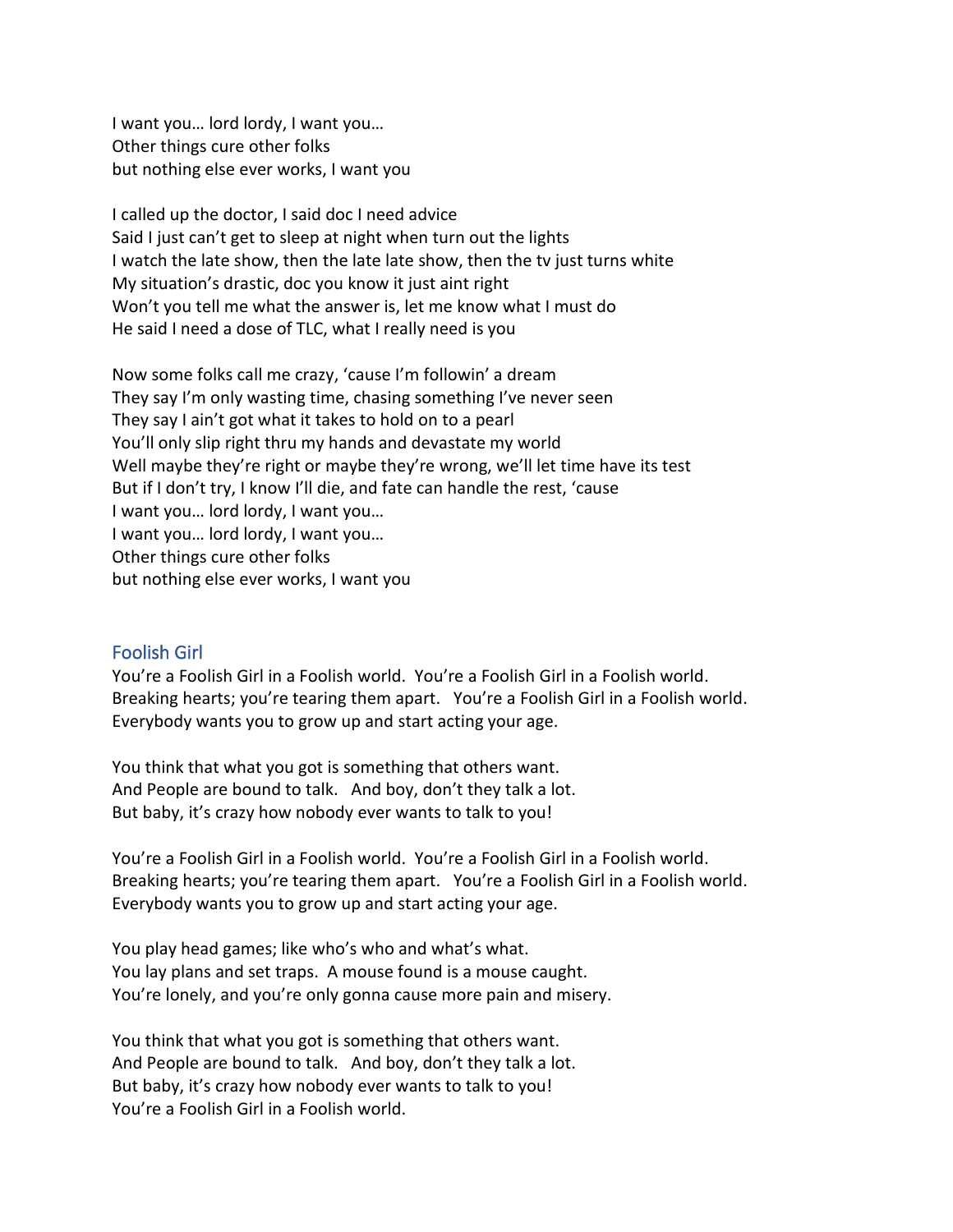I want you… lord lordy, I want you…
Other things cure other folks
but nothing else ever works, I want you

I called up the doctor, I said doc I need advice
Said I just can't get to sleep at night when turn out the lights
I watch the late show, then the late late show, then the tv just turns white
My situation's drastic, doc you know it just aint right
Won't you tell me what the answer is, let me know what I must do
He said I need a dose of TLC, what I really need is you

Now some folks call me crazy, 'cause I'm followin' a dream
They say I'm only wasting time, chasing something I've never seen
They say I ain't got what it takes to hold on to a pearl
You'll only slip right thru my hands and devastate my world
Well maybe they're right or maybe they're wrong, we'll let time have its test
But if I don't try, I know I'll die, and fate can handle the rest, 'cause
I want you… lord lordy, I want you…
I want you… lord lordy, I want you…
Other things cure other folks
but nothing else ever works, I want you

## Foolish Girl

You're a Foolish Girl in a Foolish world. You're a Foolish Girl in a Foolish world.
Breaking hearts; you're tearing them apart. You're a Foolish Girl in a Foolish world.
Everybody wants you to grow up and start acting your age.

You think that what you got is something that others want.
And People are bound to talk. And boy, don't they talk a lot.
But baby, it's crazy how nobody ever wants to talk to you!

You're a Foolish Girl in a Foolish world. You're a Foolish Girl in a Foolish world.
Breaking hearts; you're tearing them apart. You're a Foolish Girl in a Foolish world.
Everybody wants you to grow up and start acting your age.

You play head games; like who's who and what's what.
You lay plans and set traps. A mouse found is a mouse caught.
You're lonely, and you're only gonna cause more pain and misery.

You think that what you got is something that others want.
And People are bound to talk. And boy, don't they talk a lot.
But baby, it's crazy how nobody ever wants to talk to you!
You're a Foolish Girl in a Foolish world.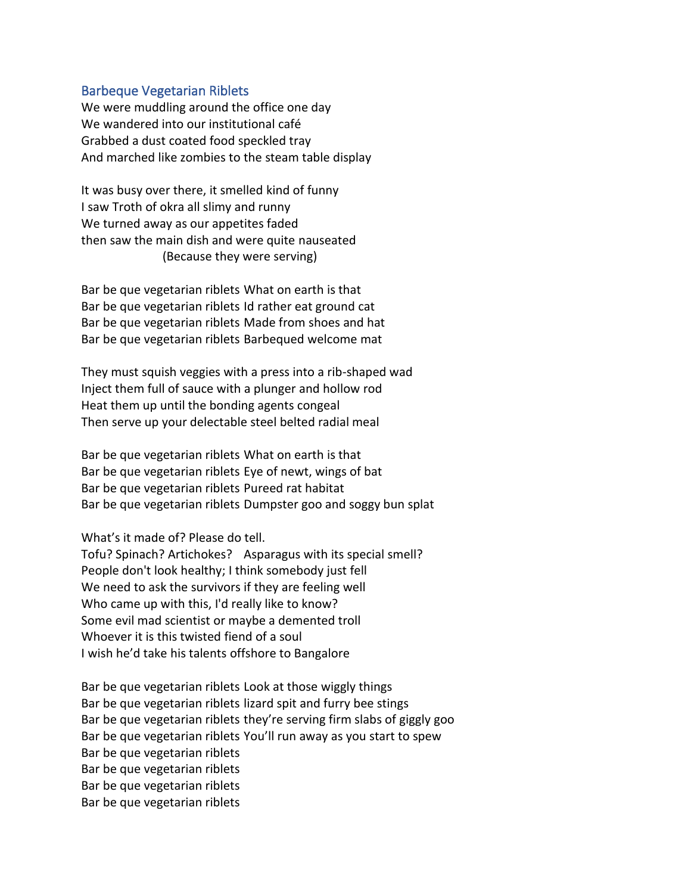## Barbeque Vegetarian Riblets

We were muddling around the office one day
We wandered into our institutional café
Grabbed a dust coated food speckled tray
And marched like zombies to the steam table display

It was busy over there, it smelled kind of funny
I saw Troth of okra all slimy and runny
We turned away as our appetites faded
then saw the main dish and were quite nauseated
(Because they were serving)

Bar be que vegetarian riblets What on earth is that
Bar be que vegetarian riblets Id rather eat ground cat
Bar be que vegetarian riblets Made from shoes and hat
Bar be que vegetarian riblets Barbequed welcome mat

They must squish veggies with a press into a rib-shaped wad
Inject them full of sauce with a plunger and hollow rod
Heat them up until the bonding agents congeal
Then serve up your delectable steel belted radial meal

Bar be que vegetarian riblets What on earth is that
Bar be que vegetarian riblets Eye of newt, wings of bat
Bar be que vegetarian riblets Pureed rat habitat
Bar be que vegetarian riblets Dumpster goo and soggy bun splat

What's it made of? Please do tell.
Tofu? Spinach? Artichokes? Asparagus with its special smell?
People don't look healthy; I think somebody just fell
We need to ask the survivors if they are feeling well
Who came up with this, I'd really like to know?
Some evil mad scientist or maybe a demented troll
Whoever it is this twisted fiend of a soul
I wish he'd take his talents offshore to Bangalore

Bar be que vegetarian riblets Look at those wiggly things
Bar be que vegetarian riblets lizard spit and furry bee stings
Bar be que vegetarian riblets they're serving firm slabs of giggly goo
Bar be que vegetarian riblets You'll run away as you start to spew
Bar be que vegetarian riblets
Bar be que vegetarian riblets
Bar be que vegetarian riblets
Bar be que vegetarian riblets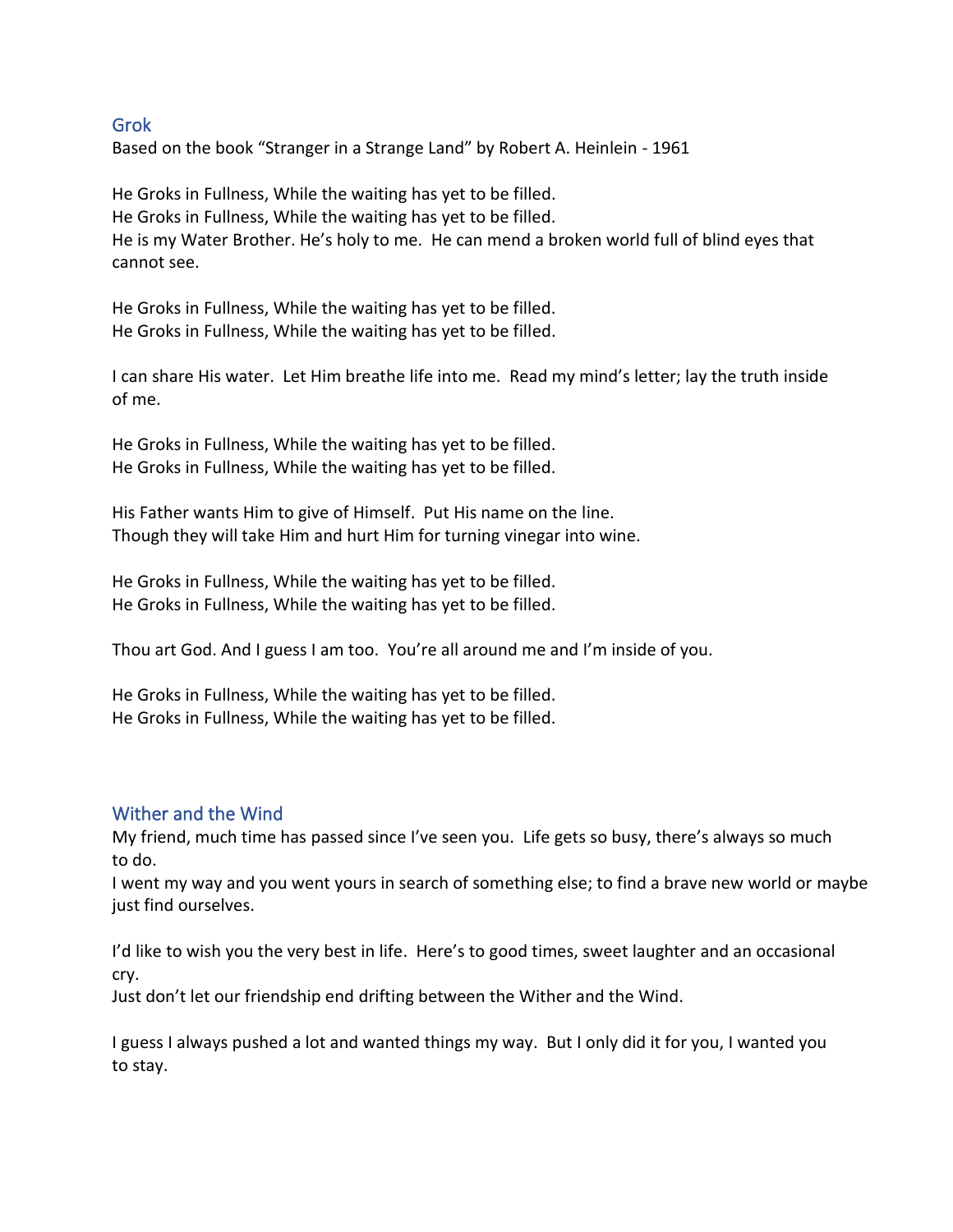## Grok

Based on the book "Stranger in a Strange Land" by Robert A. Heinlein - 1961

He Groks in Fullness, While the waiting has yet to be filled.
He Groks in Fullness, While the waiting has yet to be filled.
He is my Water Brother. He's holy to me. He can mend a broken world full of blind eyes that cannot see.

He Groks in Fullness, While the waiting has yet to be filled.
He Groks in Fullness, While the waiting has yet to be filled.

I can share His water. Let Him breathe life into me. Read my mind's letter; lay the truth inside of me.

He Groks in Fullness, While the waiting has yet to be filled.
He Groks in Fullness, While the waiting has yet to be filled.

His Father wants Him to give of Himself. Put His name on the line.
Though they will take Him and hurt Him for turning vinegar into wine.

He Groks in Fullness, While the waiting has yet to be filled.
He Groks in Fullness, While the waiting has yet to be filled.

Thou art God. And I guess I am too. You're all around me and I'm inside of you.

He Groks in Fullness, While the waiting has yet to be filled.
He Groks in Fullness, While the waiting has yet to be filled.

## Wither and the Wind

My friend, much time has passed since I've seen you. Life gets so busy, there's always so much to do.
I went my way and you went yours in search of something else; to find a brave new world or maybe just find ourselves.

I'd like to wish you the very best in life. Here's to good times, sweet laughter and an occasional cry.
Just don't let our friendship end drifting between the Wither and the Wind.

I guess I always pushed a lot and wanted things my way. But I only did it for you, I wanted you to stay.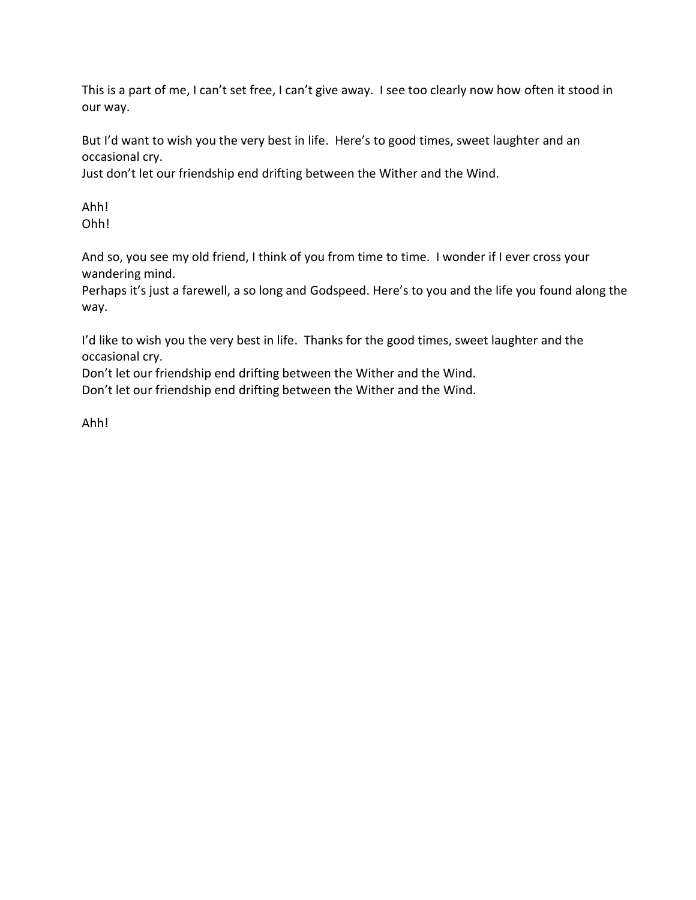This is a part of me, I can't set free, I can't give away. I see too clearly now how often it stood in our way.

But I'd want to wish you the very best in life. Here's to good times, sweet laughter and an occasional cry.
Just don't let our friendship end drifting between the Wither and the Wind.

Ahh!
Ohh!

And so, you see my old friend, I think of you from time to time. I wonder if I ever cross your wandering mind.
Perhaps it's just a farewell, a so long and Godspeed. Here's to you and the life you found along the way.

I'd like to wish you the very best in life. Thanks for the good times, sweet laughter and the occasional cry.
Don't let our friendship end drifting between the Wither and the Wind.
Don't let our friendship end drifting between the Wither and the Wind.

Ahh!